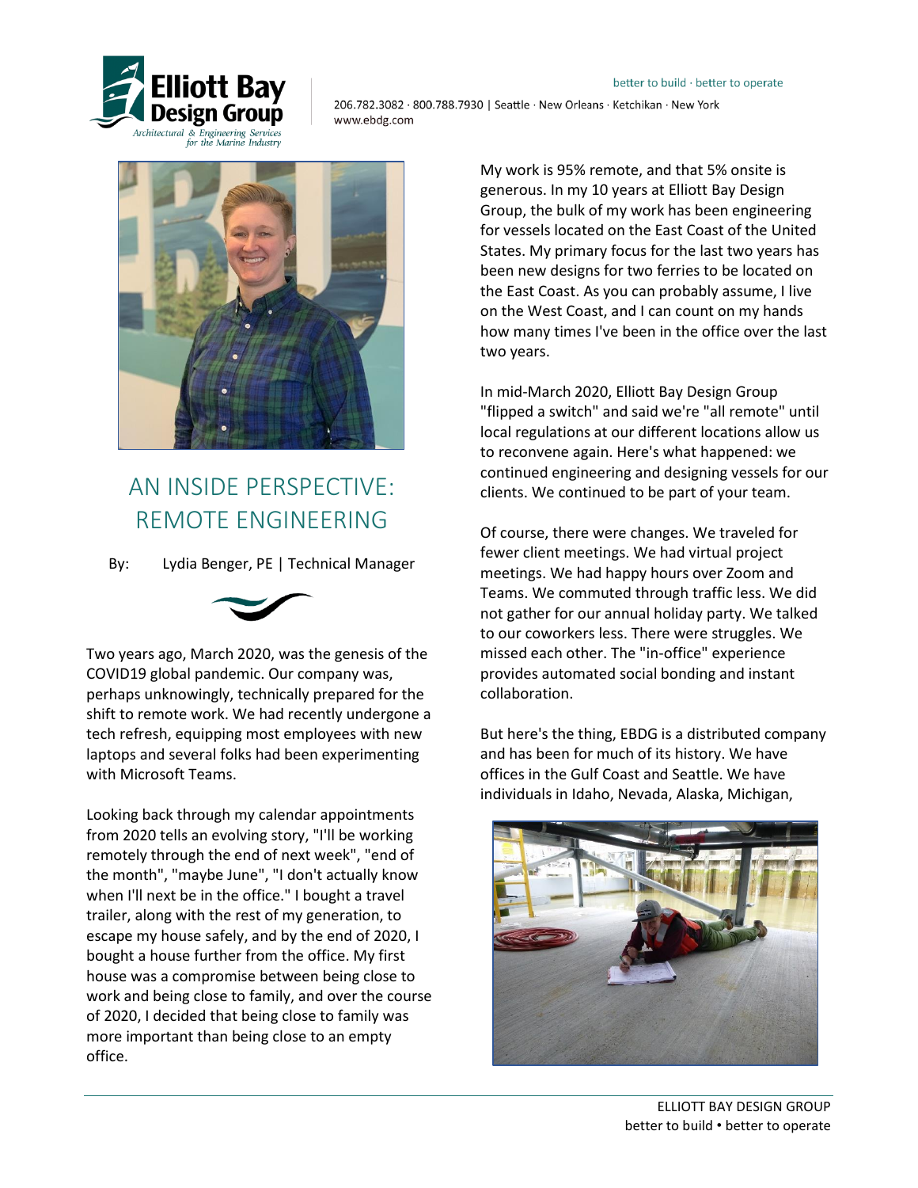206.782.3082 · 800.788.7930 | Seattle · New Orleans · Ketchikan · New York
www.ebdg.com

better to build · better to operate

# AN INSIDE PERSPECTIVE: REMOTE ENGINEERING

By: Lydia Benger, PE | Technical Manager

Two years ago, March 2020, was the genesis of the COVID19 global pandemic. Our company was, perhaps unknowingly, technically prepared for the shift to remote work. We had recently undergone a tech refresh, equipping most employees with new laptops and several folks had been experimenting with Microsoft Teams.

Looking back through my calendar appointments from 2020 tells an evolving story, "I'll be working remotely through the end of next week", "end of the month", "maybe June", "I don't actually know when I'll next be in the office." I bought a travel trailer, along with the rest of my generation, to escape my house safely, and by the end of 2020, I bought a house further from the office. My first house was a compromise between being close to work and being close to family, and over the course of 2020, I decided that being close to family was more important than being close to an empty office.

My work is 95% remote, and that 5% onsite is generous. In my 10 years at Elliott Bay Design Group, the bulk of my work has been engineering for vessels located on the East Coast of the United States. My primary focus for the last two years has been new designs for two ferries to be located on the East Coast. As you can probably assume, I live on the West Coast, and I can count on my hands how many times I've been in the office over the last two years.

In mid-March 2020, Elliott Bay Design Group "flipped a switch" and said we're "all remote" until local regulations at our different locations allow us to reconvene again. Here's what happened: we continued engineering and designing vessels for our clients. We continued to be part of your team.

Of course, there were changes. We traveled for fewer client meetings. We had virtual project meetings. We had happy hours over Zoom and Teams. We commuted through traffic less. We did not gather for our annual holiday party. We talked to our coworkers less. There were struggles. We missed each other. The "in-office" experience provides automated social bonding and instant collaboration.

But here's the thing, EBDG is a distributed company and has been for much of its history. We have offices in the Gulf Coast and Seattle. We have individuals in Idaho, Nevada, Alaska, Michigan,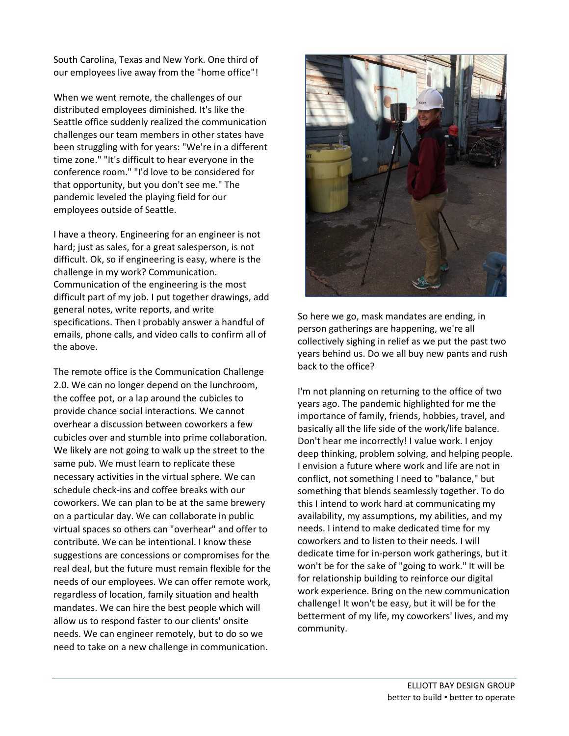South Carolina, Texas and New York. One third of our employees live away from the "home office"!

When we went remote, the challenges of our distributed employees diminished. It's like the Seattle office suddenly realized the communication challenges our team members in other states have been struggling with for years: "We're in a different time zone." "It's difficult to hear everyone in the conference room." "I'd love to be considered for that opportunity, but you don't see me." The pandemic leveled the playing field for our employees outside of Seattle.

I have a theory. Engineering for an engineer is not hard; just as sales, for a great salesperson, is not difficult. Ok, so if engineering is easy, where is the challenge in my work? Communication. Communication of the engineering is the most difficult part of my job. I put together drawings, add general notes, write reports, and write specifications. Then I probably answer a handful of emails, phone calls, and video calls to confirm all of the above.

The remote office is the Communication Challenge 2.0. We can no longer depend on the lunchroom, the coffee pot, or a lap around the cubicles to provide chance social interactions. We cannot overhear a discussion between coworkers a few cubicles over and stumble into prime collaboration. We likely are not going to walk up the street to the same pub. We must learn to replicate these necessary activities in the virtual sphere. We can schedule check-ins and coffee breaks with our coworkers. We can plan to be at the same brewery on a particular day. We can collaborate in public virtual spaces so others can "overhear" and offer to contribute. We can be intentional. I know these suggestions are concessions or compromises for the real deal, but the future must remain flexible for the needs of our employees. We can offer remote work, regardless of location, family situation and health mandates. We can hire the best people which will allow us to respond faster to our clients' onsite needs. We can engineer remotely, but to do so we need to take on a new challenge in communication.

So here we go, mask mandates are ending, in person gatherings are happening, we're all collectively sighing in relief as we put the past two years behind us. Do we all buy new pants and rush back to the office?

I'm not planning on returning to the office of two years ago. The pandemic highlighted for me the importance of family, friends, hobbies, travel, and basically all the life side of the work/life balance. Don't hear me incorrectly! I value work. I enjoy deep thinking, problem solving, and helping people. I envision a future where work and life are not in conflict, not something I need to "balance," but something that blends seamlessly together. To do this I intend to work hard at communicating my availability, my assumptions, my abilities, and my needs. I intend to make dedicated time for my coworkers and to listen to their needs. I will dedicate time for in-person work gatherings, but it won't be for the sake of "going to work." It will be for relationship building to reinforce our digital work experience. Bring on the new communication challenge! It won't be easy, but it will be for the betterment of my life, my coworkers' lives, and my community.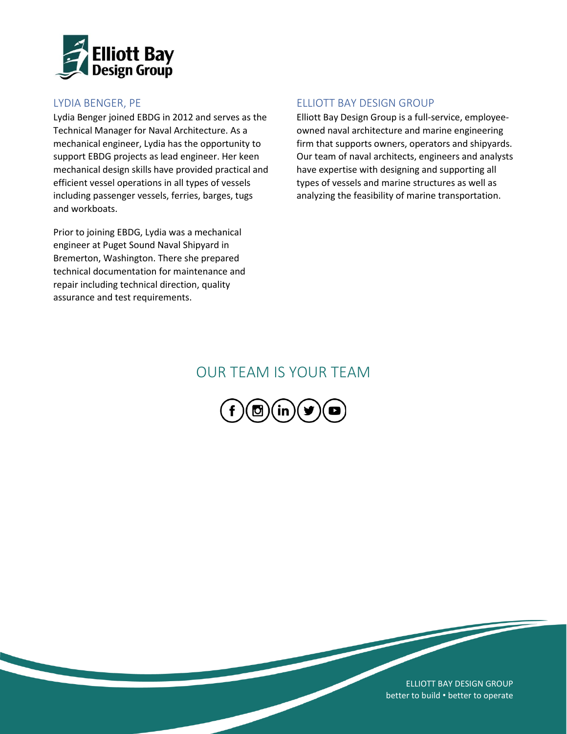## LYDIA BENGER, PE

Lydia Benger joined EBDG in 2012 and serves as the Technical Manager for Naval Architecture. As a mechanical engineer, Lydia has the opportunity to support EBDG projects as lead engineer. Her keen mechanical design skills have provided practical and efficient vessel operations in all types of vessels including passenger vessels, ferries, barges, tugs and workboats.

Prior to joining EBDG, Lydia was a mechanical engineer at Puget Sound Naval Shipyard in Bremerton, Washington. There she prepared technical documentation for maintenance and repair including technical direction, quality assurance and test requirements.

## ELLIOTT BAY DESIGN GROUP

Elliott Bay Design Group is a full-service, employee-owned naval architecture and marine engineering firm that supports owners, operators and shipyards. Our team of naval architects, engineers and analysts have expertise with designing and supporting all types of vessels and marine structures as well as analyzing the feasibility of marine transportation.

## OUR TEAM IS YOUR TEAM

ELLIOTT BAY DESIGN GROUP
better to build • better to operate